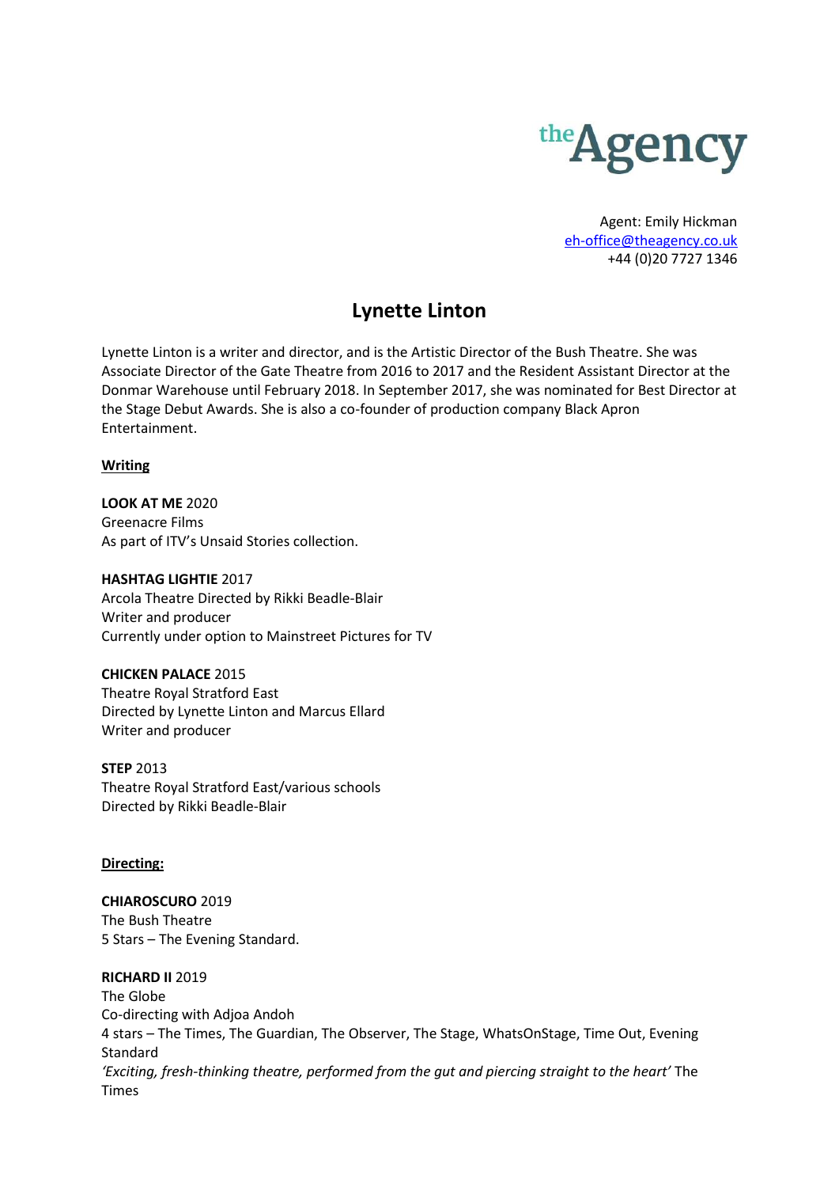theAgency

Agent: Emily Hickman
eh-office@theagency.co.uk
+44 (0)20 7727 1346

# Lynette Linton

Lynette Linton is a writer and director, and is the Artistic Director of the Bush Theatre. She was Associate Director of the Gate Theatre from 2016 to 2017 and the Resident Assistant Director at the Donmar Warehouse until February 2018. In September 2017, she was nominated for Best Director at the Stage Debut Awards. She is also a co-founder of production company Black Apron Entertainment.

## Writing

**LOOK AT ME** 2020
Greenacre Films
As part of ITV's Unsaid Stories collection.

**HASHTAG LIGHTIE** 2017
Arcola Theatre Directed by Rikki Beadle-Blair
Writer and producer
Currently under option to Mainstreet Pictures for TV

**CHICKEN PALACE** 2015
Theatre Royal Stratford East
Directed by Lynette Linton and Marcus Ellard
Writer and producer

**STEP** 2013
Theatre Royal Stratford East/various schools
Directed by Rikki Beadle-Blair

## Directing:

**CHIAROSCURO** 2019
The Bush Theatre
5 Stars – The Evening Standard.

**RICHARD II** 2019
The Globe
Co-directing with Adjoa Andoh
4 stars – The Times, The Guardian, The Observer, The Stage, WhatsOnStage, Time Out, Evening Standard
*'Exciting, fresh-thinking theatre, performed from the gut and piercing straight to the heart'* The Times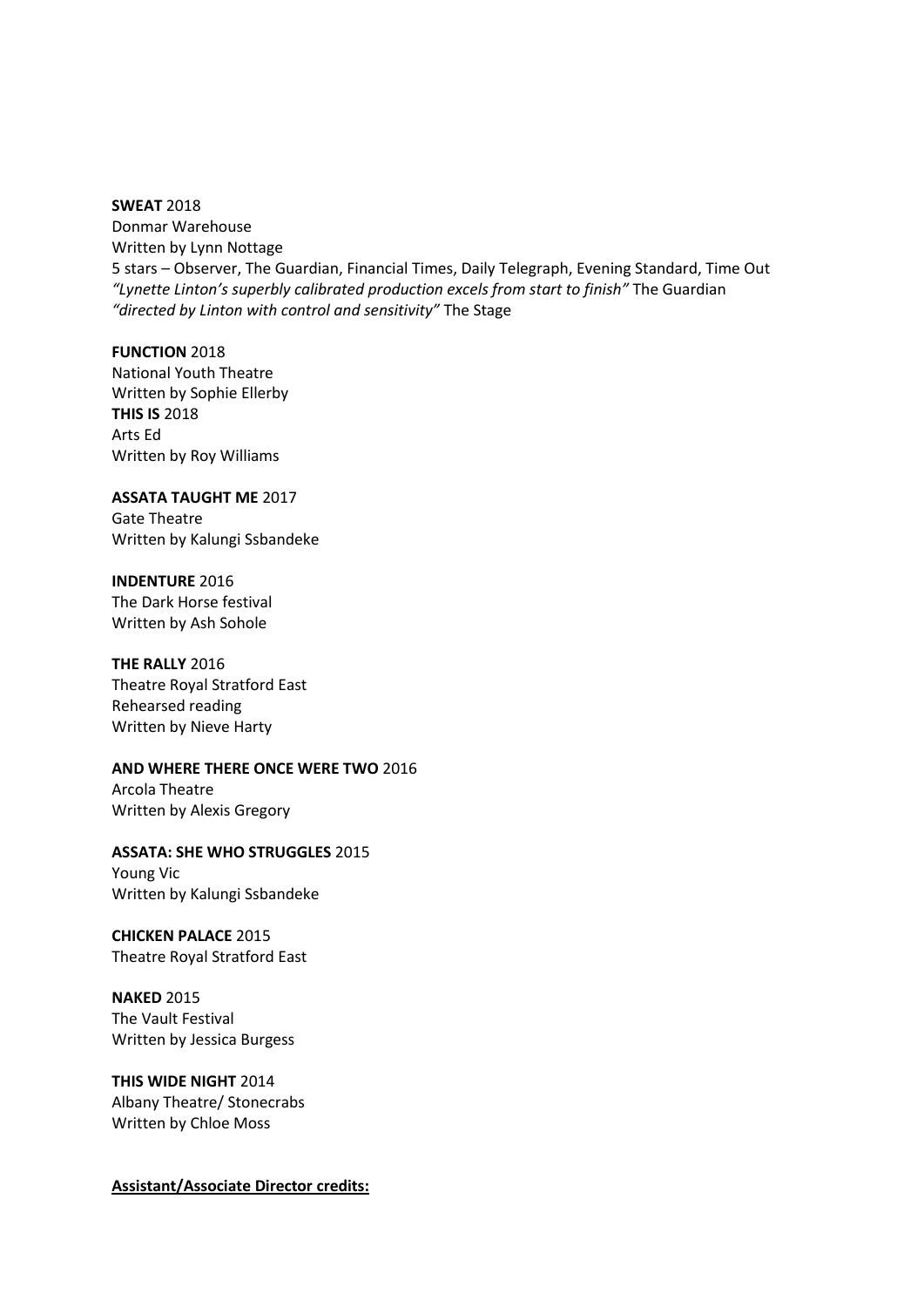**SWEAT** 2018
Donmar Warehouse
Written by Lynn Nottage
5 stars – Observer, The Guardian, Financial Times, Daily Telegraph, Evening Standard, Time Out
*"Lynette Linton's superbly calibrated production excels from start to finish"* The Guardian
*"directed by Linton with control and sensitivity"* The Stage

**FUNCTION** 2018
National Youth Theatre
Written by Sophie Ellerby
**THIS IS** 2018
Arts Ed
Written by Roy Williams

**ASSATA TAUGHT ME** 2017
Gate Theatre
Written by Kalungi Ssbandeke

**INDENTURE** 2016
The Dark Horse festival
Written by Ash Sohole

**THE RALLY** 2016
Theatre Royal Stratford East
Rehearsed reading
Written by Nieve Harty

**AND WHERE THERE ONCE WERE TWO** 2016
Arcola Theatre
Written by Alexis Gregory

**ASSATA: SHE WHO STRUGGLES** 2015
Young Vic
Written by Kalungi Ssbandeke

**CHICKEN PALACE** 2015
Theatre Royal Stratford East

**NAKED** 2015
The Vault Festival
Written by Jessica Burgess

**THIS WIDE NIGHT** 2014
Albany Theatre/ Stonecrabs
Written by Chloe Moss

**Assistant/Associate Director credits:**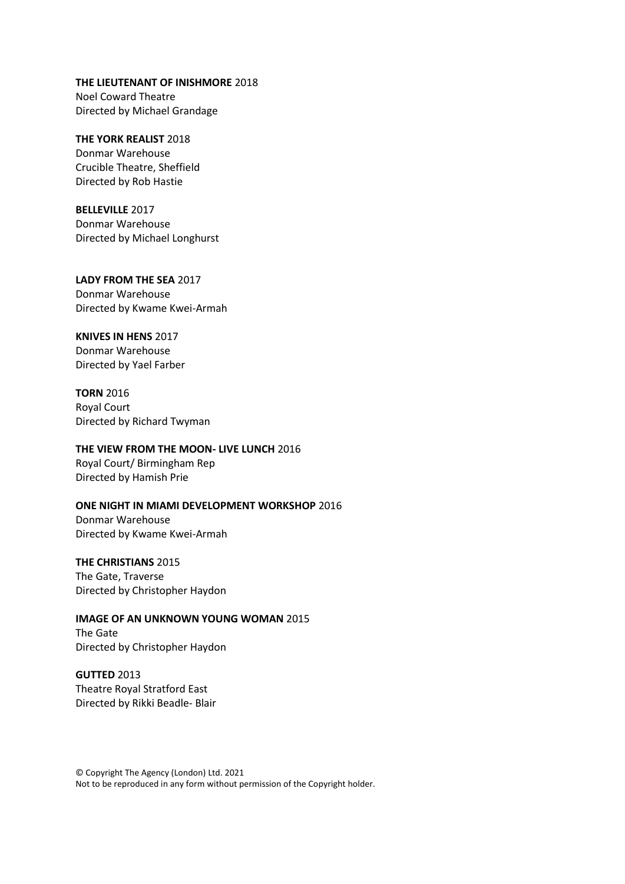**THE LIEUTENANT OF INISHMORE** 2018
Noel Coward Theatre
Directed by Michael Grandage

**THE YORK REALIST** 2018
Donmar Warehouse
Crucible Theatre, Sheffield
Directed by Rob Hastie

**BELLEVILLE** 2017
Donmar Warehouse
Directed by Michael Longhurst

**LADY FROM THE SEA** 2017
Donmar Warehouse
Directed by Kwame Kwei-Armah

**KNIVES IN HENS** 2017
Donmar Warehouse
Directed by Yael Farber

**TORN** 2016
Royal Court
Directed by Richard Twyman

**THE VIEW FROM THE MOON- LIVE LUNCH** 2016
Royal Court/ Birmingham Rep
Directed by Hamish Prie

**ONE NIGHT IN MIAMI DEVELOPMENT WORKSHOP** 2016
Donmar Warehouse
Directed by Kwame Kwei-Armah

**THE CHRISTIANS** 2015
The Gate, Traverse
Directed by Christopher Haydon

**IMAGE OF AN UNKNOWN YOUNG WOMAN** 2015
The Gate
Directed by Christopher Haydon

**GUTTED** 2013
Theatre Royal Stratford East
Directed by Rikki Beadle- Blair

© Copyright The Agency (London) Ltd. 2021
Not to be reproduced in any form without permission of the Copyright holder.